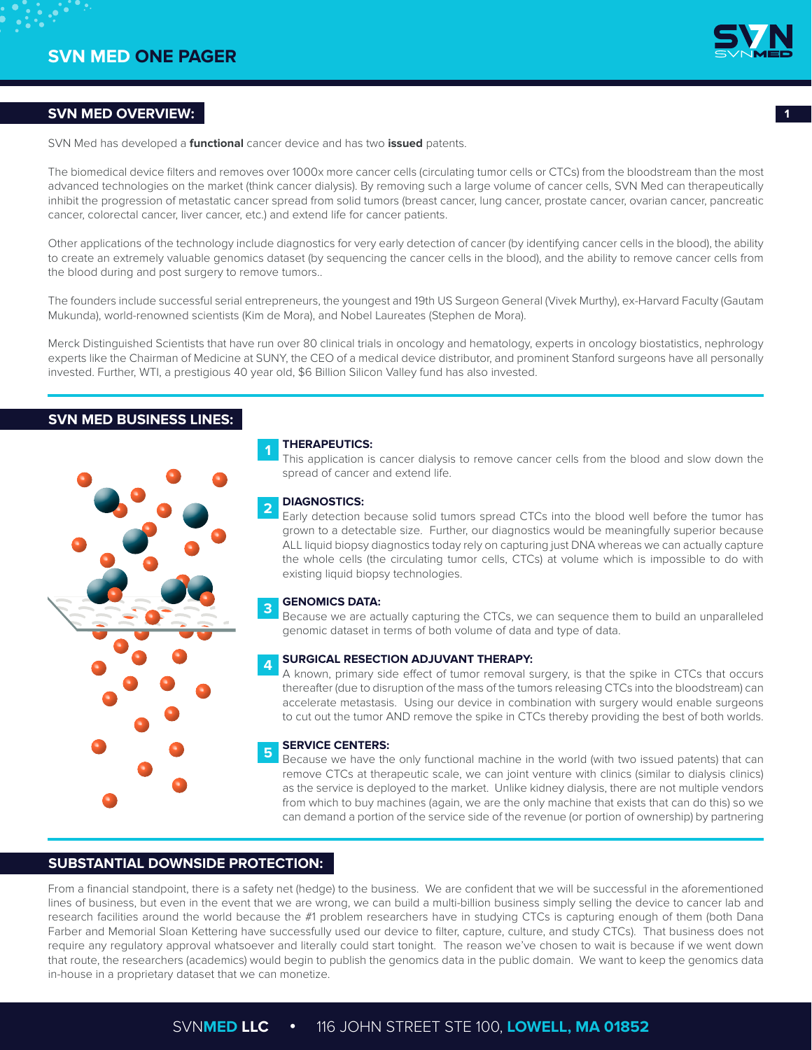# SVN MED ONE PAGER

## SVN MED OVERVIEW:

SVN Med has developed a **functional** cancer device and has two **issued** patents.

The biomedical device filters and removes over 1000x more cancer cells (circulating tumor cells or CTCs) from the bloodstream than the most advanced technologies on the market (think cancer dialysis). By removing such a large volume of cancer cells, SVN Med can therapeutically inhibit the progression of metastatic cancer spread from solid tumors (breast cancer, lung cancer, prostate cancer, ovarian cancer, pancreatic cancer, colorectal cancer, liver cancer, etc.) and extend life for cancer patients.

Other applications of the technology include diagnostics for very early detection of cancer (by identifying cancer cells in the blood), the ability to create an extremely valuable genomics dataset (by sequencing the cancer cells in the blood), and the ability to remove cancer cells from the blood during and post surgery to remove tumors..

The founders include successful serial entrepreneurs, the youngest and 19th US Surgeon General (Vivek Murthy), ex-Harvard Faculty (Gautam Mukunda), world-renowned scientists (Kim de Mora), and Nobel Laureates (Stephen de Mora).

Merck Distinguished Scientists that have run over 80 clinical trials in oncology and hematology, experts in oncology biostatistics, nephrology experts like the Chairman of Medicine at SUNY, the CEO of a medical device distributor, and prominent Stanford surgeons have all personally invested. Further, WTI, a prestigious 40 year old, $6 Billion Silicon Valley fund has also invested.

## SVN MED BUSINESS LINES:

**1 THERAPEUTICS:**
This application is cancer dialysis to remove cancer cells from the blood and slow down the spread of cancer and extend life.

**2 DIAGNOSTICS:**
Early detection because solid tumors spread CTCs into the blood well before the tumor has grown to a detectable size. Further, our diagnostics would be meaningfully superior because ALL liquid biopsy diagnostics today rely on capturing just DNA whereas we can actually capture the whole cells (the circulating tumor cells, CTCs) at volume which is impossible to do with existing liquid biopsy technologies.

**3 GENOMICS DATA:**
Because we are actually capturing the CTCs, we can sequence them to build an unparalleled genomic dataset in terms of both volume of data and type of data.

**4 SURGICAL RESECTION ADJUVANT THERAPY:**
A known, primary side effect of tumor removal surgery, is that the spike in CTCs that occurs thereafter (due to disruption of the mass of the tumors releasing CTCs into the bloodstream) can accelerate metastasis. Using our device in combination with surgery would enable surgeons to cut out the tumor AND remove the spike in CTCs thereby providing the best of both worlds.

**5 SERVICE CENTERS:**
Because we have the only functional machine in the world (with two issued patents) that can remove CTCs at therapeutic scale, we can joint venture with clinics (similar to dialysis clinics) as the service is deployed to the market. Unlike kidney dialysis, there are not multiple vendors from which to buy machines (again, we are the only machine that exists that can do this) so we can demand a portion of the service side of the revenue (or portion of ownership) by partnering

## SUBSTANTIAL DOWNSIDE PROTECTION:

From a financial standpoint, there is a safety net (hedge) to the business. We are confident that we will be successful in the aforementioned lines of business, but even in the event that we are wrong, we can build a multi-billion business simply selling the device to cancer lab and research facilities around the world because the #1 problem researchers have in studying CTCs is capturing enough of them (both Dana Farber and Memorial Sloan Kettering have successfully used our device to filter, capture, culture, and study CTCs). That business does not require any regulatory approval whatsoever and literally could start tonight. The reason we've chosen to wait is because if we went down that route, the researchers (academics) would begin to publish the genomics data in the public domain. We want to keep the genomics data in-house in a proprietary dataset that we can monetize.

SVNMED LLC • 116 JOHN STREET STE 100, LOWELL, MA 01852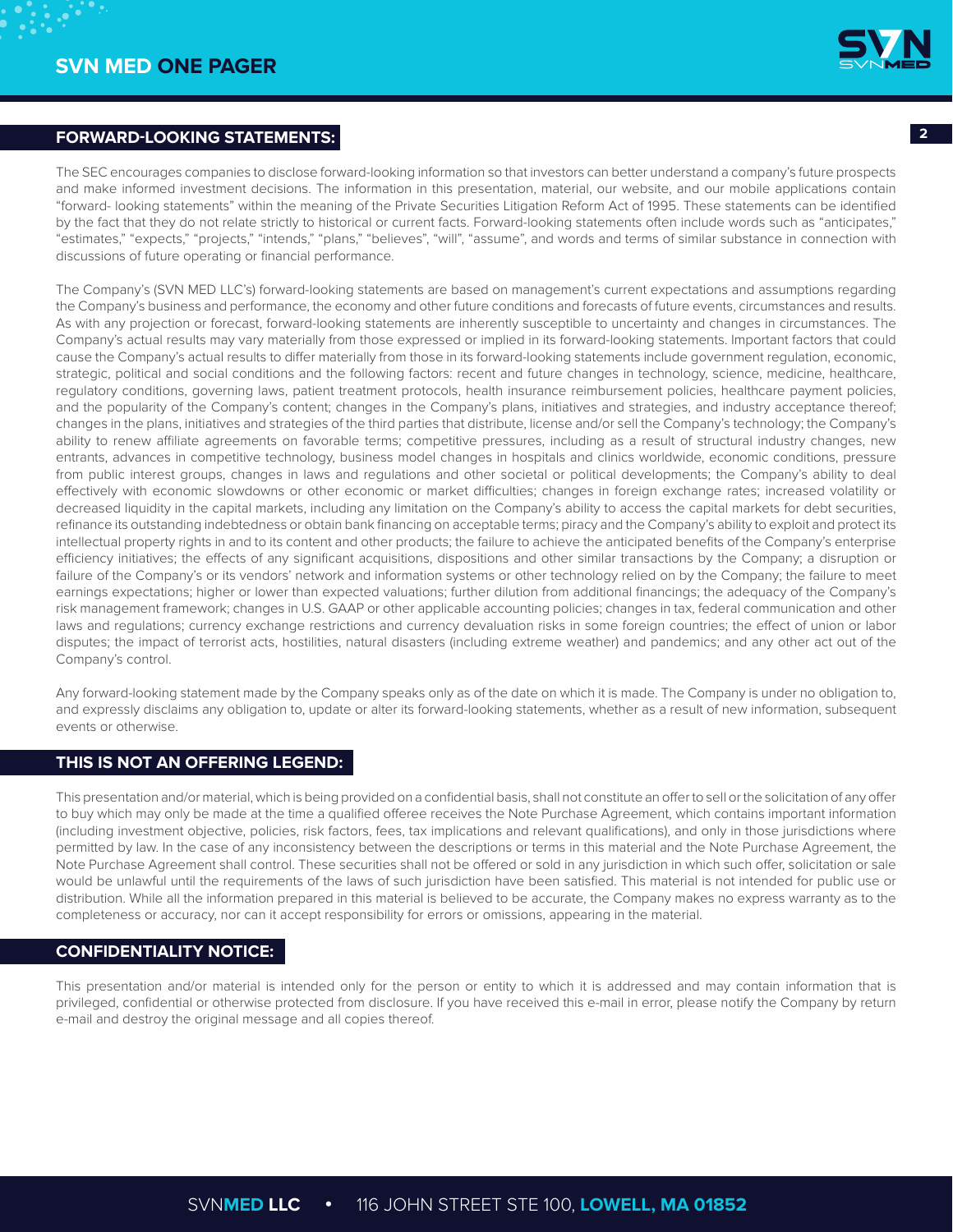## FORWARD-LOOKING STATEMENTS:

The SEC encourages companies to disclose forward-looking information so that investors can better understand a company's future prospects and make informed investment decisions. The information in this presentation, material, our website, and our mobile applications contain "forward- looking statements" within the meaning of the Private Securities Litigation Reform Act of 1995. These statements can be identified by the fact that they do not relate strictly to historical or current facts. Forward-looking statements often include words such as "anticipates," "estimates," "expects," "projects," "intends," "plans," "believes", "will", "assume", and words and terms of similar substance in connection with discussions of future operating or financial performance.

The Company's (SVN MED LLC's) forward-looking statements are based on management's current expectations and assumptions regarding the Company's business and performance, the economy and other future conditions and forecasts of future events, circumstances and results. As with any projection or forecast, forward-looking statements are inherently susceptible to uncertainty and changes in circumstances. The Company's actual results may vary materially from those expressed or implied in its forward-looking statements. Important factors that could cause the Company's actual results to differ materially from those in its forward-looking statements include government regulation, economic, strategic, political and social conditions and the following factors: recent and future changes in technology, science, medicine, healthcare, regulatory conditions, governing laws, patient treatment protocols, health insurance reimbursement policies, healthcare payment policies, and the popularity of the Company's content; changes in the Company's plans, initiatives and strategies, and industry acceptance thereof; changes in the plans, initiatives and strategies of the third parties that distribute, license and/or sell the Company's technology; the Company's ability to renew affiliate agreements on favorable terms; competitive pressures, including as a result of structural industry changes, new entrants, advances in competitive technology, business model changes in hospitals and clinics worldwide, economic conditions, pressure from public interest groups, changes in laws and regulations and other societal or political developments; the Company's ability to deal effectively with economic slowdowns or other economic or market difficulties; changes in foreign exchange rates; increased volatility or decreased liquidity in the capital markets, including any limitation on the Company's ability to access the capital markets for debt securities, refinance its outstanding indebtedness or obtain bank financing on acceptable terms; piracy and the Company's ability to exploit and protect its intellectual property rights in and to its content and other products; the failure to achieve the anticipated benefits of the Company's enterprise efficiency initiatives; the effects of any significant acquisitions, dispositions and other similar transactions by the Company; a disruption or failure of the Company's or its vendors' network and information systems or other technology relied on by the Company; the failure to meet earnings expectations; higher or lower than expected valuations; further dilution from additional financings; the adequacy of the Company's risk management framework; changes in U.S. GAAP or other applicable accounting policies; changes in tax, federal communication and other laws and regulations; currency exchange restrictions and currency devaluation risks in some foreign countries; the effect of union or labor disputes; the impact of terrorist acts, hostilities, natural disasters (including extreme weather) and pandemics; and any other act out of the Company's control.

Any forward-looking statement made by the Company speaks only as of the date on which it is made. The Company is under no obligation to, and expressly disclaims any obligation to, update or alter its forward-looking statements, whether as a result of new information, subsequent events or otherwise.

## THIS IS NOT AN OFFERING LEGEND:

This presentation and/or material, which is being provided on a confidential basis, shall not constitute an offer to sell or the solicitation of any offer to buy which may only be made at the time a qualified offeree receives the Note Purchase Agreement, which contains important information (including investment objective, policies, risk factors, fees, tax implications and relevant qualifications), and only in those jurisdictions where permitted by law. In the case of any inconsistency between the descriptions or terms in this material and the Note Purchase Agreement, the Note Purchase Agreement shall control. These securities shall not be offered or sold in any jurisdiction in which such offer, solicitation or sale would be unlawful until the requirements of the laws of such jurisdiction have been satisfied. This material is not intended for public use or distribution. While all the information prepared in this material is believed to be accurate, the Company makes no express warranty as to the completeness or accuracy, nor can it accept responsibility for errors or omissions, appearing in the material.

## CONFIDENTIALITY NOTICE:

This presentation and/or material is intended only for the person or entity to which it is addressed and may contain information that is privileged, confidential or otherwise protected from disclosure. If you have received this e-mail in error, please notify the Company by return e-mail and destroy the original message and all copies thereof.